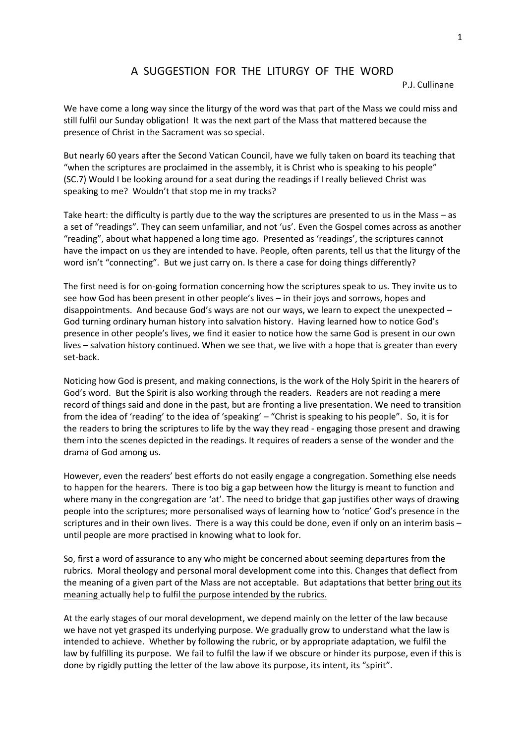# A SUGGESTION FOR THE LITURGY OF THE WORD

P.J. Cullinane

We have come a long way since the liturgy of the word was that part of the Mass we could miss and still fulfil our Sunday obligation! It was the next part of the Mass that mattered because the presence of Christ in the Sacrament was so special.

But nearly 60 years after the Second Vatican Council, have we fully taken on board its teaching that "when the scriptures are proclaimed in the assembly, it is Christ who is speaking to his people" (SC.7) Would I be looking around for a seat during the readings if I really believed Christ was speaking to me? Wouldn't that stop me in my tracks?

Take heart: the difficulty is partly due to the way the scriptures are presented to us in the Mass – as a set of "readings". They can seem unfamiliar, and not 'us'. Even the Gospel comes across as another "reading", about what happened a long time ago. Presented as 'readings', the scriptures cannot have the impact on us they are intended to have. People, often parents, tell us that the liturgy of the word isn't "connecting". But we just carry on. Is there a case for doing things differently?

The first need is for on-going formation concerning how the scriptures speak to us. They invite us to see how God has been present in other people's lives – in their joys and sorrows, hopes and disappointments. And because God's ways are not our ways, we learn to expect the unexpected – God turning ordinary human history into salvation history. Having learned how to notice God's presence in other people's lives, we find it easier to notice how the same God is present in our own lives – salvation history continued. When we see that, we live with a hope that is greater than every set-back.

Noticing how God is present, and making connections, is the work of the Holy Spirit in the hearers of God's word. But the Spirit is also working through the readers. Readers are not reading a mere record of things said and done in the past, but are fronting a live presentation. We need to transition from the idea of 'reading' to the idea of 'speaking' – "Christ is speaking to his people". So, it is for the readers to bring the scriptures to life by the way they read - engaging those present and drawing them into the scenes depicted in the readings. It requires of readers a sense of the wonder and the drama of God among us.

However, even the readers' best efforts do not easily engage a congregation. Something else needs to happen for the hearers. There is too big a gap between how the liturgy is meant to function and where many in the congregation are 'at'. The need to bridge that gap justifies other ways of drawing people into the scriptures; more personalised ways of learning how to 'notice' God's presence in the scriptures and in their own lives. There is a way this could be done, even if only on an interim basis – until people are more practised in knowing what to look for.

So, first a word of assurance to any who might be concerned about seeming departures from the rubrics. Moral theology and personal moral development come into this. Changes that deflect from the meaning of a given part of the Mass are not acceptable. But adaptations that better <u>bring out its meaning</u> actually help to fulfil <u>the purpose intended by the rubrics.</u>

At the early stages of our moral development, we depend mainly on the letter of the law because we have not yet grasped its underlying purpose. We gradually grow to understand what the law is intended to achieve. Whether by following the rubric, or by appropriate adaptation, we fulfil the law by fulfilling its purpose. We fail to fulfil the law if we obscure or hinder its purpose, even if this is done by rigidly putting the letter of the law above its purpose, its intent, its "spirit".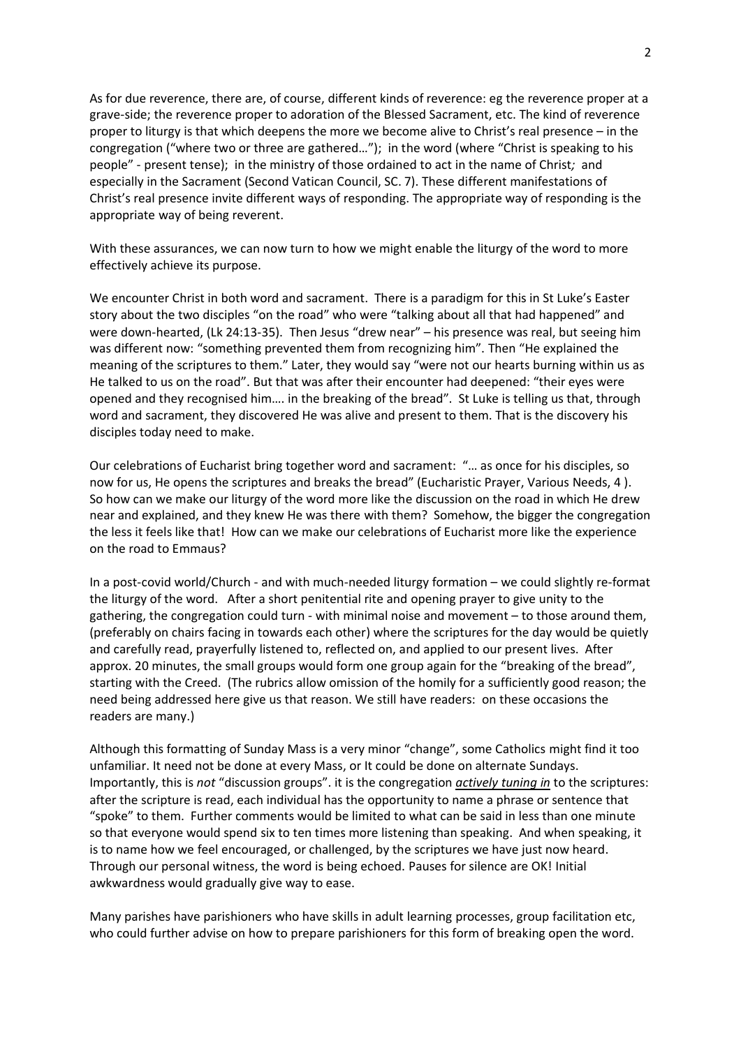As for due reverence, there are, of course, different kinds of reverence: eg the reverence proper at a grave-side; the reverence proper to adoration of the Blessed Sacrament, etc. The kind of reverence proper to liturgy is that which deepens the more we become alive to Christ's real presence – in the congregation ("where two or three are gathered…"); in the word (where "Christ is speaking to his people" - present tense); in the ministry of those ordained to act in the name of Christ*;* and especially in the Sacrament (Second Vatican Council, SC. 7). These different manifestations of Christ's real presence invite different ways of responding. The appropriate way of responding is the appropriate way of being reverent.

With these assurances, we can now turn to how we might enable the liturgy of the word to more effectively achieve its purpose.

We encounter Christ in both word and sacrament. There is a paradigm for this in St Luke's Easter story about the two disciples "on the road" who were "talking about all that had happened" and were down-hearted, (Lk 24:13-35). Then Jesus "drew near" – his presence was real, but seeing him was different now: "something prevented them from recognizing him". Then "He explained the meaning of the scriptures to them." Later, they would say "were not our hearts burning within us as He talked to us on the road". But that was after their encounter had deepened: "their eyes were opened and they recognised him…. in the breaking of the bread". St Luke is telling us that, through word and sacrament, they discovered He was alive and present to them. That is the discovery his disciples today need to make.

Our celebrations of Eucharist bring together word and sacrament: "… as once for his disciples, so now for us, He opens the scriptures and breaks the bread" (Eucharistic Prayer, Various Needs, 4 ). So how can we make our liturgy of the word more like the discussion on the road in which He drew near and explained, and they knew He was there with them? Somehow, the bigger the congregation the less it feels like that! How can we make our celebrations of Eucharist more like the experience on the road to Emmaus?

In a post-covid world/Church - and with much-needed liturgy formation – we could slightly re-format the liturgy of the word. After a short penitential rite and opening prayer to give unity to the gathering, the congregation could turn - with minimal noise and movement – to those around them, (preferably on chairs facing in towards each other) where the scriptures for the day would be quietly and carefully read, prayerfully listened to, reflected on, and applied to our present lives. After approx. 20 minutes, the small groups would form one group again for the "breaking of the bread", starting with the Creed. (The rubrics allow omission of the homily for a sufficiently good reason; the need being addressed here give us that reason. We still have readers: on these occasions the readers are many.)

Although this formatting of Sunday Mass is a very minor "change", some Catholics might find it too unfamiliar. It need not be done at every Mass, or It could be done on alternate Sundays. Importantly, this is *not* "discussion groups". it is the congregation ***actively tuning in*** to the scriptures: after the scripture is read, each individual has the opportunity to name a phrase or sentence that "spoke" to them. Further comments would be limited to what can be said in less than one minute so that everyone would spend six to ten times more listening than speaking. And when speaking, it is to name how we feel encouraged, or challenged, by the scriptures we have just now heard. Through our personal witness, the word is being echoed. Pauses for silence are OK! Initial awkwardness would gradually give way to ease.

Many parishes have parishioners who have skills in adult learning processes, group facilitation etc, who could further advise on how to prepare parishioners for this form of breaking open the word.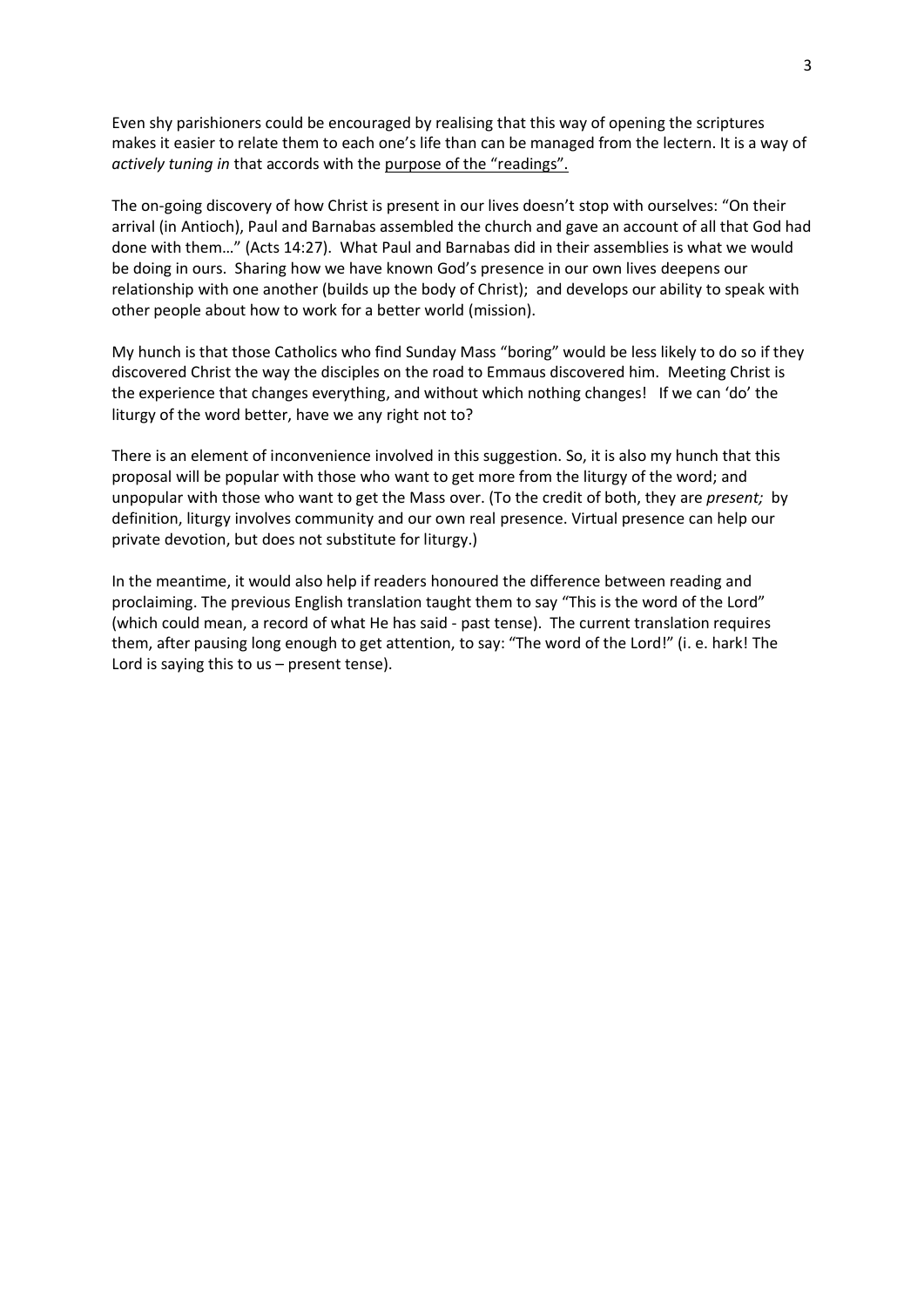Even shy parishioners could be encouraged by realising that this way of opening the scriptures makes it easier to relate them to each one's life than can be managed from the lectern. It is a way of *actively tuning in* that accords with the <u>purpose of the "readings".</u>

The on-going discovery of how Christ is present in our lives doesn't stop with ourselves: "On their arrival (in Antioch), Paul and Barnabas assembled the church and gave an account of all that God had done with them…" (Acts 14:27). What Paul and Barnabas did in their assemblies is what we would be doing in ours. Sharing how we have known God's presence in our own lives deepens our relationship with one another (builds up the body of Christ); and develops our ability to speak with other people about how to work for a better world (mission).

My hunch is that those Catholics who find Sunday Mass "boring" would be less likely to do so if they discovered Christ the way the disciples on the road to Emmaus discovered him. Meeting Christ is the experience that changes everything, and without which nothing changes! If we can 'do' the liturgy of the word better, have we any right not to?

There is an element of inconvenience involved in this suggestion. So, it is also my hunch that this proposal will be popular with those who want to get more from the liturgy of the word; and unpopular with those who want to get the Mass over. (To the credit of both, they are *present;* by definition, liturgy involves community and our own real presence. Virtual presence can help our private devotion, but does not substitute for liturgy.)

In the meantime, it would also help if readers honoured the difference between reading and proclaiming. The previous English translation taught them to say "This is the word of the Lord" (which could mean, a record of what He has said - past tense). The current translation requires them, after pausing long enough to get attention, to say: "The word of the Lord!" (i. e. hark! The Lord is saying this to us – present tense).